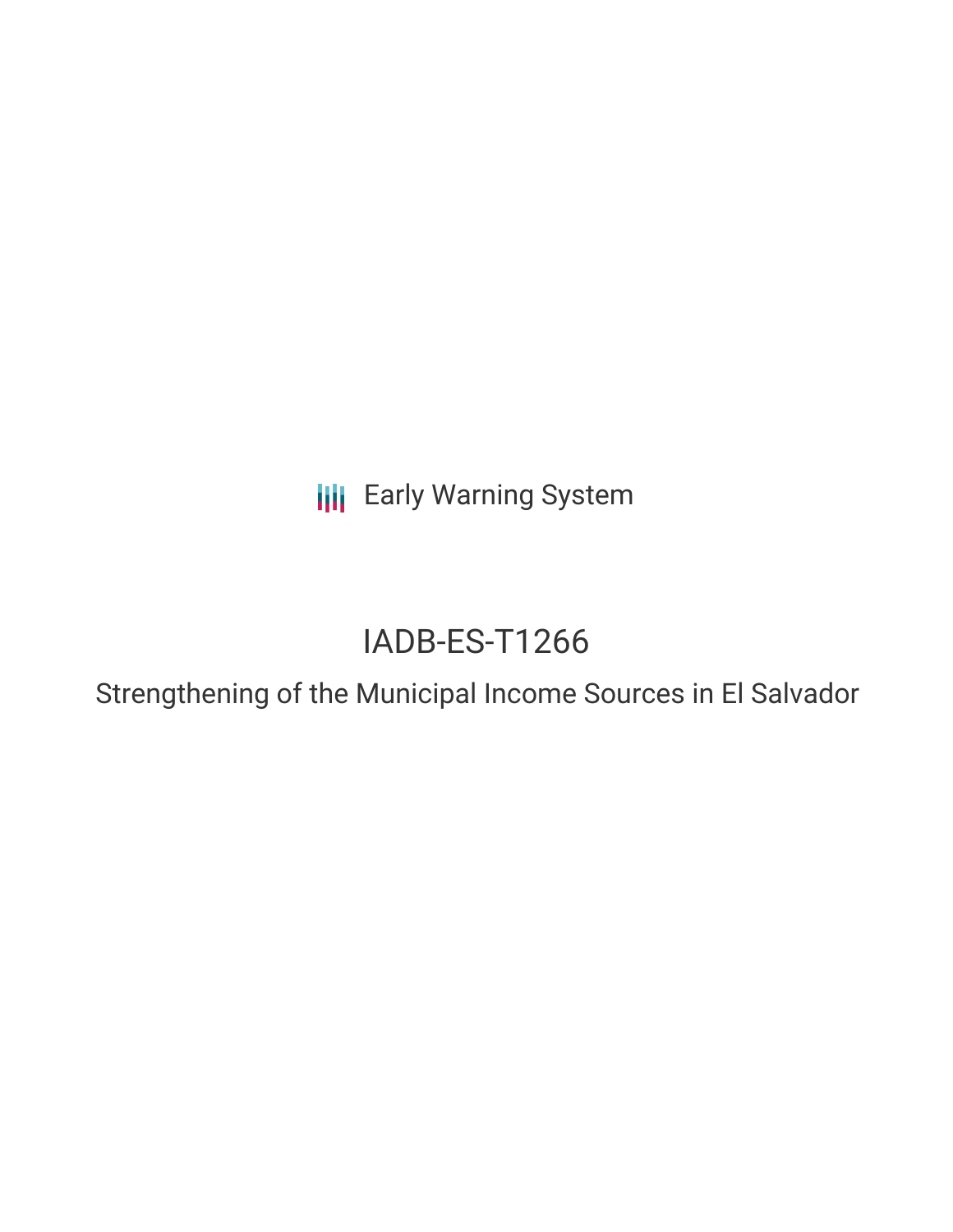Early Warning System

# IADB-ES-T1266

## Strengthening of the Municipal Income Sources in El Salvador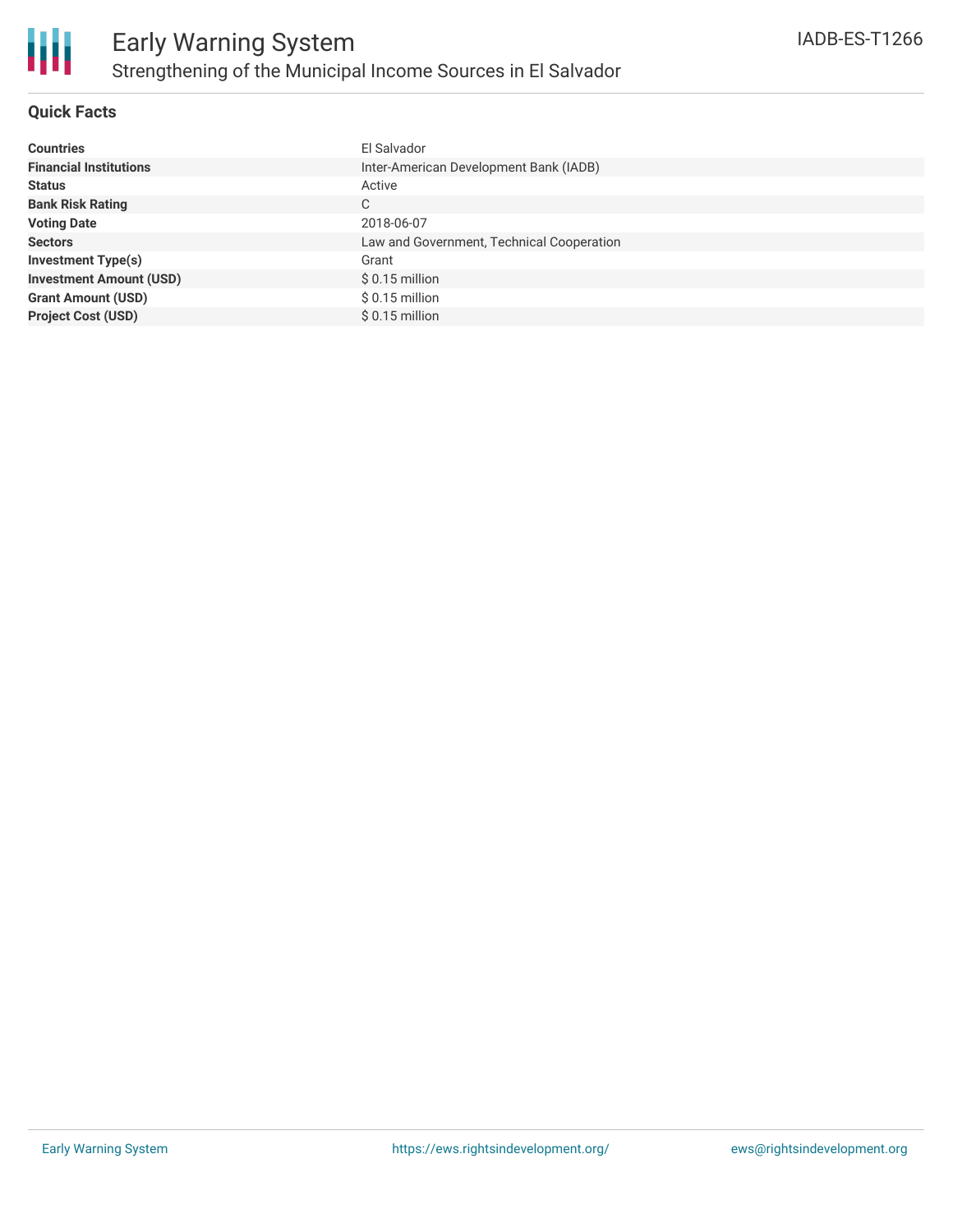# Early Warning System

## Strengthening of the Municipal Income Sources in El Salvador

IADB-ES-T1266

### Quick Facts

| | |
|---|---|
| **Countries** | El Salvador |
| **Financial Institutions** | Inter-American Development Bank (IADB) |
| **Status** | Active |
| **Bank Risk Rating** | C |
| **Voting Date** | 2018-06-07 |
| **Sectors** | Law and Government, Technical Cooperation |
| **Investment Type(s)** | Grant |
| **Investment Amount (USD)** | $ 0.15 million |
| **Grant Amount (USD)** | $ 0.15 million |
| **Project Cost (USD)** | $ 0.15 million |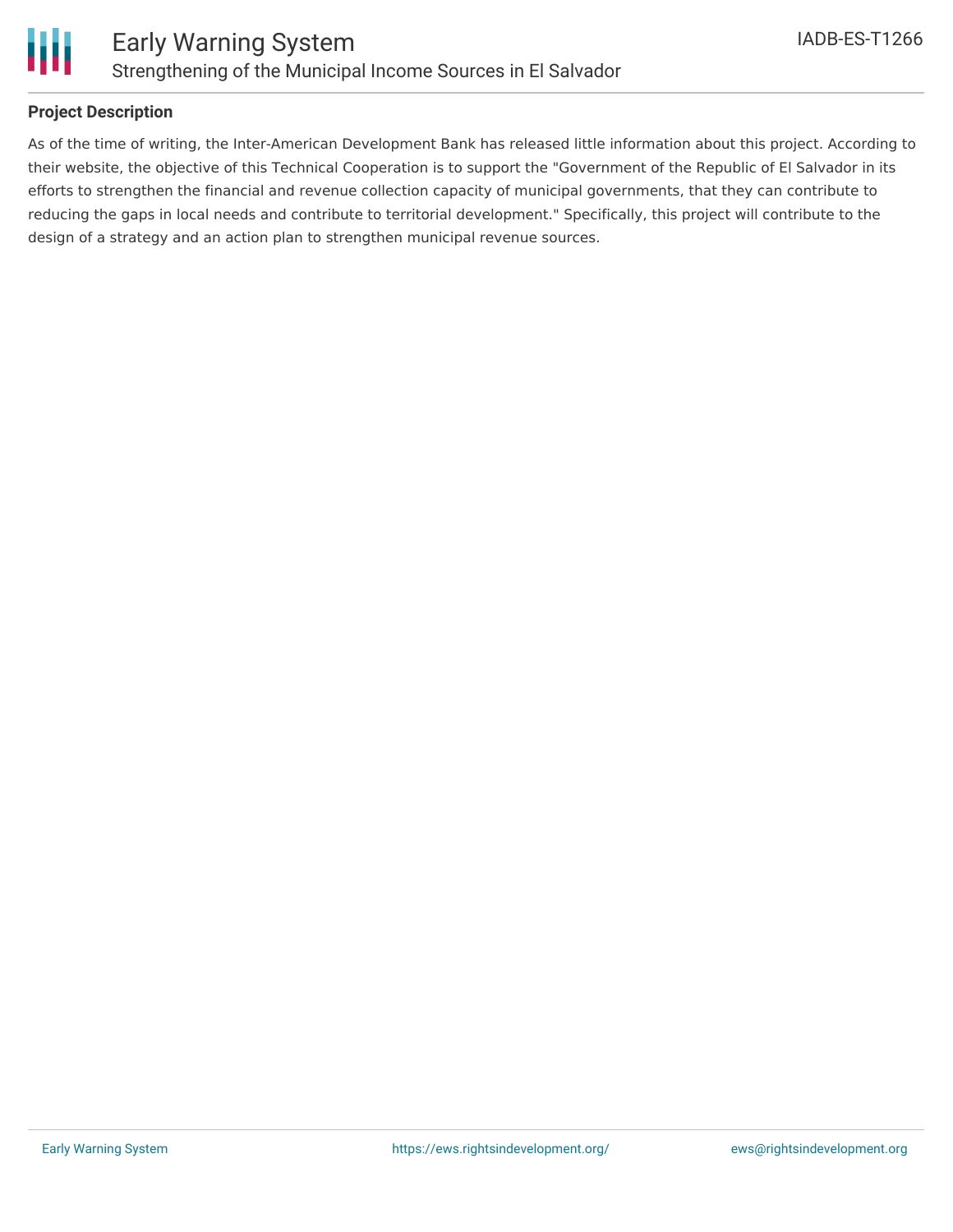## Project Description

As of the time of writing, the Inter-American Development Bank has released little information about this project. According to their website, the objective of this Technical Cooperation is to support the "Government of the Republic of El Salvador in its efforts to strengthen the financial and revenue collection capacity of municipal governments, that they can contribute to reducing the gaps in local needs and contribute to territorial development." Specifically, this project will contribute to the design of a strategy and an action plan to strengthen municipal revenue sources.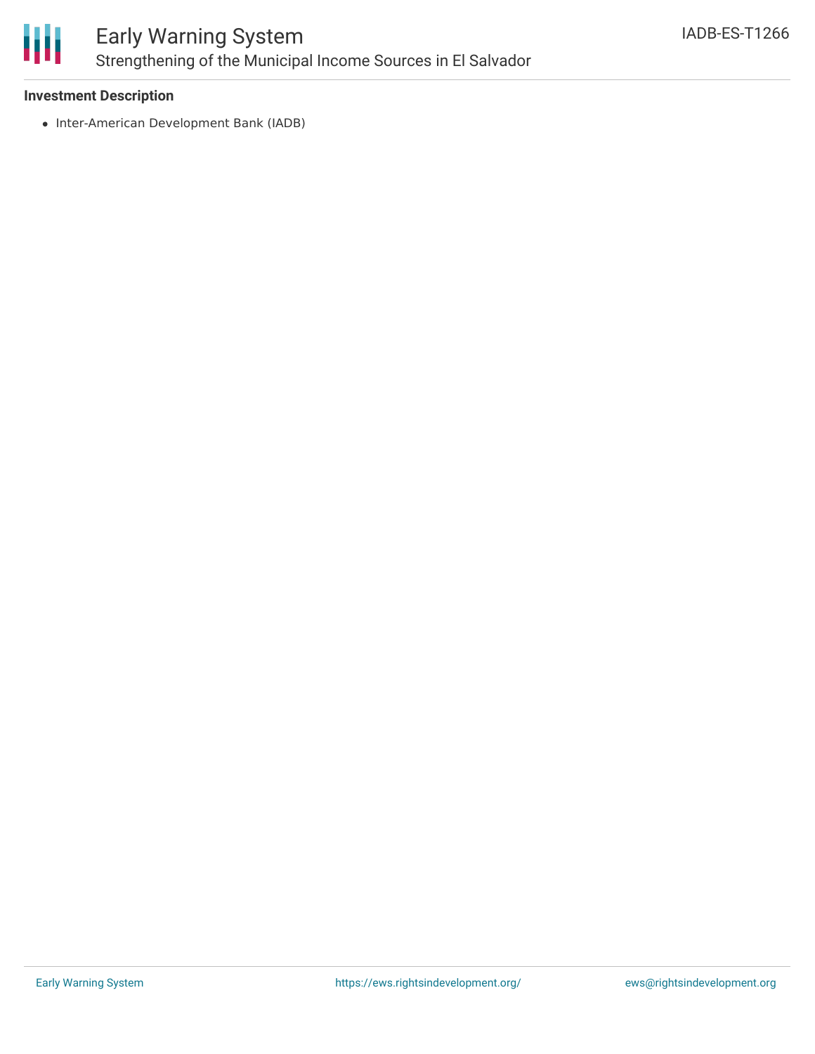**Investment Description**

- Inter-American Development Bank (IADB)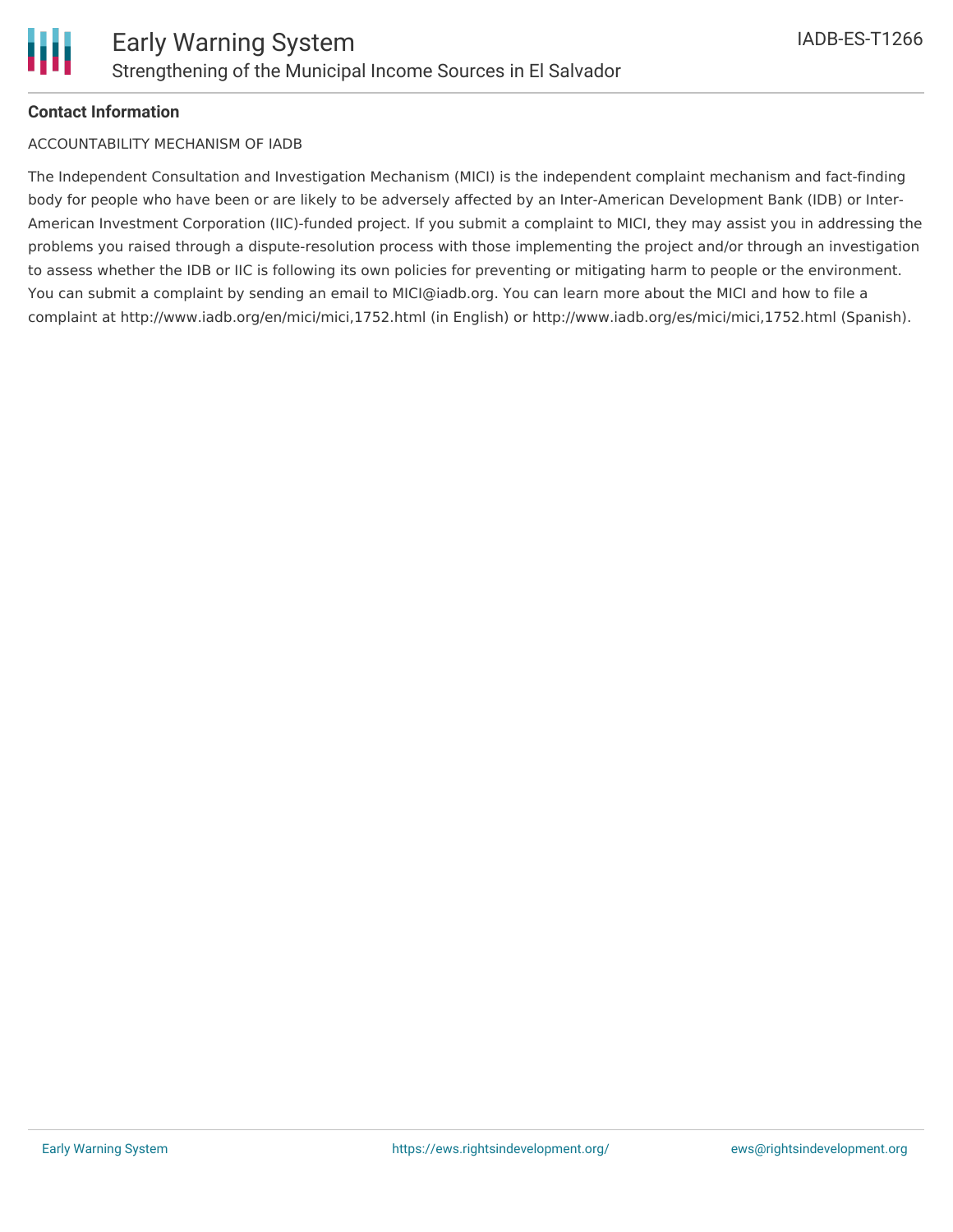**Contact Information**

ACCOUNTABILITY MECHANISM OF IADB

The Independent Consultation and Investigation Mechanism (MICI) is the independent complaint mechanism and fact-finding body for people who have been or are likely to be adversely affected by an Inter-American Development Bank (IDB) or Inter-American Investment Corporation (IIC)-funded project. If you submit a complaint to MICI, they may assist you in addressing the problems you raised through a dispute-resolution process with those implementing the project and/or through an investigation to assess whether the IDB or IIC is following its own policies for preventing or mitigating harm to people or the environment. You can submit a complaint by sending an email to MICI@iadb.org. You can learn more about the MICI and how to file a complaint at http://www.iadb.org/en/mici/mici,1752.html (in English) or http://www.iadb.org/es/mici/mici,1752.html (Spanish).